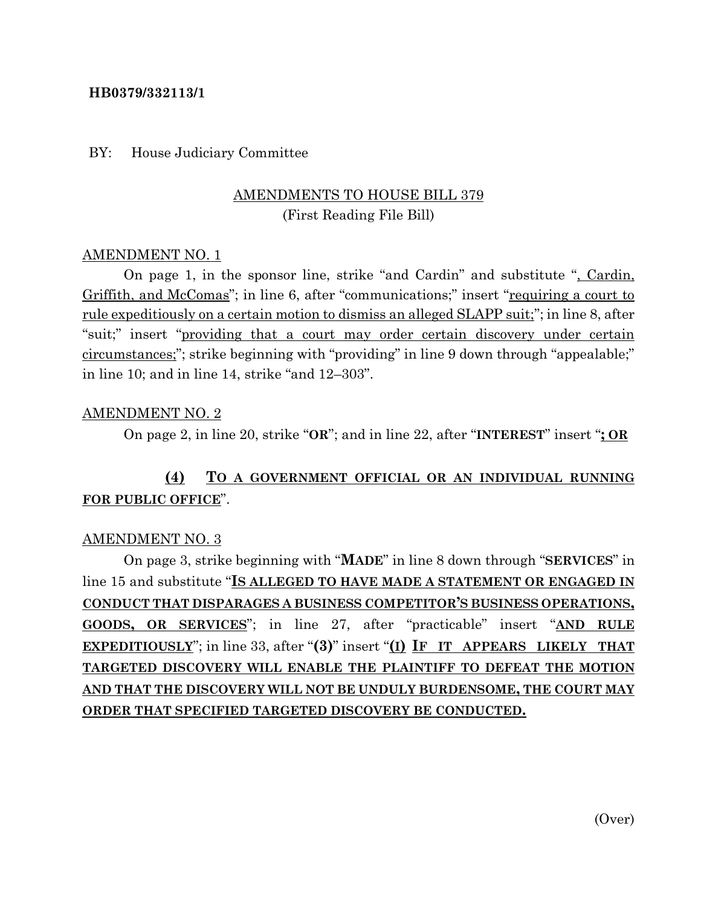**HB0379/332113/1**

BY: House Judiciary Committee

AMENDMENTS TO HOUSE BILL 379
(First Reading File Bill)

AMENDMENT NO. 1

On page 1, in the sponsor line, strike "and Cardin" and substitute "<u>, Cardin, Griffith, and McComas</u>"; in line 6, after "communications;" insert "<u>requiring a court to rule expeditiously on a certain motion to dismiss an alleged SLAPP suit;</u>"; in line 8, after "suit;" insert "<u>providing that a court may order certain discovery under certain circumstances;</u>"; strike beginning with "providing" in line 9 down through "appealable;" in line 10; and in line 14, strike "and 12–303".

AMENDMENT NO. 2

On page 2, in line 20, strike "**OR**"; and in line 22, after "**INTEREST**" insert "<u>**; OR**</u>

<u>**(4) TO A GOVERNMENT OFFICIAL OR AN INDIVIDUAL RUNNING FOR PUBLIC OFFICE**</u>".

AMENDMENT NO. 3

On page 3, strike beginning with "**MADE**" in line 8 down through "**SERVICES**" in line 15 and substitute "<u>**IS ALLEGED TO HAVE MADE A STATEMENT OR ENGAGED IN CONDUCT THAT DISPARAGES A BUSINESS COMPETITOR'S BUSINESS OPERATIONS, GOODS, OR SERVICES**</u>"; in line 27, after "practicable" insert "<u>**AND RULE EXPEDITIOUSLY**</u>"; in line 33, after "**(3)**" insert "<u>**(I) IF IT APPEARS LIKELY THAT TARGETED DISCOVERY WILL ENABLE THE PLAINTIFF TO DEFEAT THE MOTION AND THAT THE DISCOVERY WILL NOT BE UNDULY BURDENSOME, THE COURT MAY ORDER THAT SPECIFIED TARGETED DISCOVERY BE CONDUCTED.**</u>

(Over)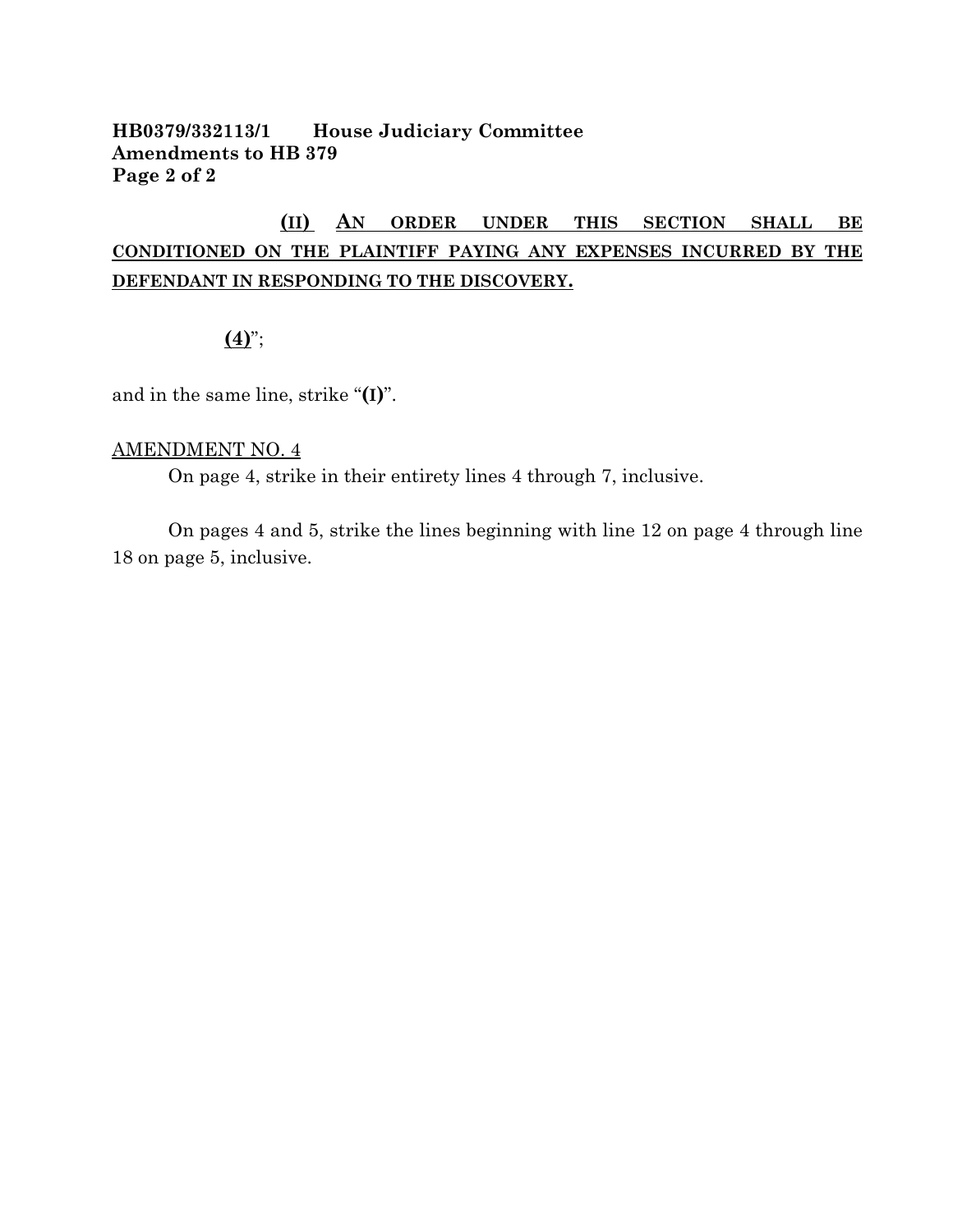**(II) AN ORDER UNDER THIS SECTION SHALL BE CONDITIONED ON THE PLAINTIFF PAYING ANY EXPENSES INCURRED BY THE DEFENDANT IN RESPONDING TO THE DISCOVERY.**

**(4)**";

and in the same line, strike "**(I)**".

AMENDMENT NO. 4

On page 4, strike in their entirety lines 4 through 7, inclusive.

On pages 4 and 5, strike the lines beginning with line 12 on page 4 through line 18 on page 5, inclusive.